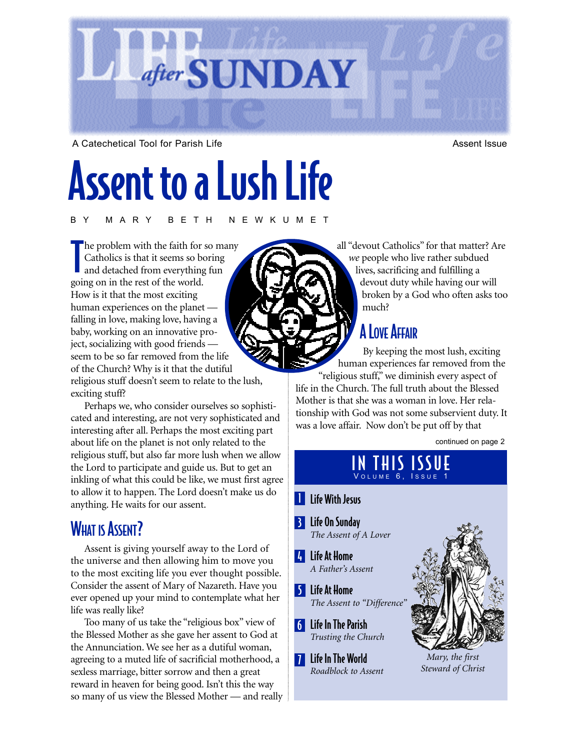# LIFE *after* SUNDAY

A Catechetical Tool for Parish Life

Assent Issue

# Assent to a Lush Life

BY MARY BETH NEWKUMET

The problem with the faith for so many Catholics is that it seems so boring and detached from everything fun going on in the rest of the world. How is it that the most exciting human experiences on the planet — falling in love, making love, having a baby, working on an innovative project, socializing with good friends — seem to be so far removed from the life of the Church? Why is it that the dutiful religious stuff doesn't seem to relate to the lush, exciting stuff?

Perhaps we, who consider ourselves so sophisticated and interesting, are not very sophisticated and interesting after all. Perhaps the most exciting part about life on the planet is not only related to the religious stuff, but also far more lush when we allow the Lord to participate and guide us. But to get an inkling of what this could be like, we must first agree to allow it to happen. The Lord doesn't make us do anything. He waits for our assent.

## What is Assent?

Assent is giving yourself away to the Lord of the universe and then allowing him to move you to the most exciting life you ever thought possible. Consider the assent of Mary of Nazareth. Have you ever opened up your mind to contemplate what her life was really like?

Too many of us take the "religious box" view of the Blessed Mother as she gave her assent to God at the Annunciation. We see her as a dutiful woman, agreeing to a muted life of sacrificial motherhood, a sexless marriage, bitter sorrow and then a great reward in heaven for being good. Isn't this the way so many of us view the Blessed Mother — and really all "devout Catholics" for that matter? Are *we* people who live rather subdued lives, sacrificing and fulfilling a devout duty while having our will broken by a God who often asks too much?

## A Love Affair

By keeping the most lush, exciting human experiences far removed from the "religious stuff," we diminish every aspect of life in the Church. The full truth about the Blessed Mother is that she was a woman in love. Her relationship with God was not some subservient duty. It was a love affair. Now don't be put off by that

continued on page 2

## IN THIS ISSUE
Volume 6, Issue 1

- **1** Life With Jesus
- **3** Life On Sunday — *The Assent of A Lover*
- **4** Life At Home — *A Father's Assent*
- **5** Life At Home — *The Assent to "Difference"*
- **6** Life In The Parish — *Trusting the Church*
- **7** Life In The World — *Roadblock to Assent*

*Mary, the first Steward of Christ*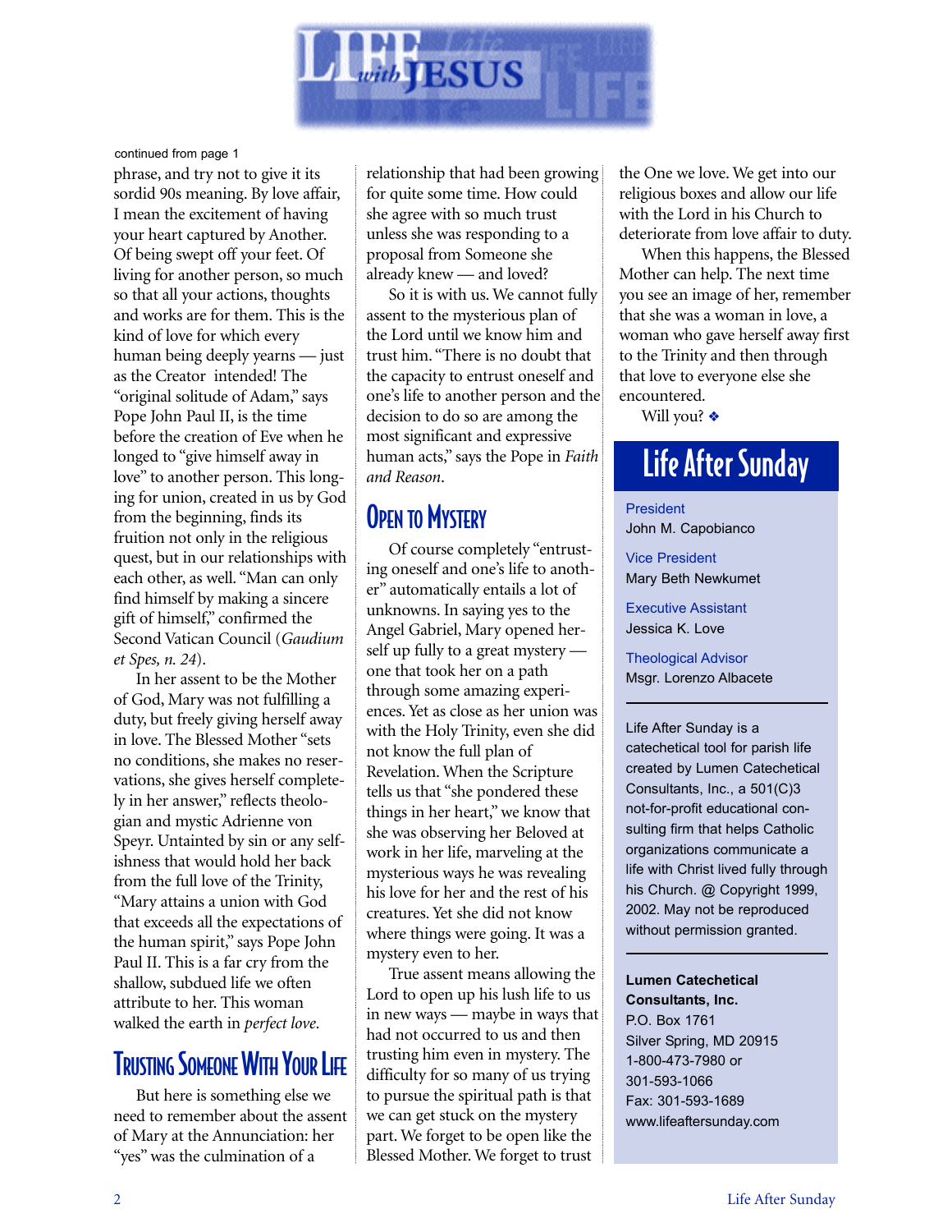# Life with JESUS

continued from page 1

phrase, and try not to give it its sordid 90s meaning. By love affair, I mean the excitement of having your heart captured by Another. Of being swept off your feet. Of living for another person, so much so that all your actions, thoughts and works are for them. This is the kind of love for which every human being deeply yearns — just as the Creator intended! The "original solitude of Adam," says Pope John Paul II, is the time before the creation of Eve when he longed to "give himself away in love" to another person. This longing for union, created in us by God from the beginning, finds its fruition not only in the religious quest, but in our relationships with each other, as well. "Man can only find himself by making a sincere gift of himself," confirmed the Second Vatican Council (*Gaudium et Spes, n. 24*).

In her assent to be the Mother of God, Mary was not fulfilling a duty, but freely giving herself away in love. The Blessed Mother "sets no conditions, she makes no reservations, she gives herself completely in her answer," reflects theologian and mystic Adrienne von Speyr. Untainted by sin or any selfishness that would hold her back from the full love of the Trinity, "Mary attains a union with God that exceeds all the expectations of the human spirit," says Pope John Paul II. This is a far cry from the shallow, subdued life we often attribute to her. This woman walked the earth in *perfect love*.

## Trusting Someone With Your Life

But here is something else we need to remember about the assent of Mary at the Annunciation: her "yes" was the culmination of a relationship that had been growing for quite some time. How could she agree with so much trust unless she was responding to a proposal from Someone she already knew — and loved?

So it is with us. We cannot fully assent to the mysterious plan of the Lord until we know him and trust him. "There is no doubt that the capacity to entrust oneself and one's life to another person and the decision to do so are among the most significant and expressive human acts," says the Pope in *Faith and Reason*.

## Open to Mystery

Of course completely "entrusting oneself and one's life to another" automatically entails a lot of unknowns. In saying yes to the Angel Gabriel, Mary opened herself up fully to a great mystery — one that took her on a path through some amazing experiences. Yet as close as her union was with the Holy Trinity, even she did not know the full plan of Revelation. When the Scripture tells us that "she pondered these things in her heart," we know that she was observing her Beloved at work in her life, marveling at the mysterious ways he was revealing his love for her and the rest of his creatures. Yet she did not know where things were going. It was a mystery even to her.

True assent means allowing the Lord to open up his lush life to us in new ways — maybe in ways that had not occurred to us and then trusting him even in mystery. The difficulty for so many of us trying to pursue the spiritual path is that we can get stuck on the mystery part. We forget to be open like the Blessed Mother. We forget to trust the One we love. We get into our religious boxes and allow our life with the Lord in his Church to deteriorate from love affair to duty.

When this happens, the Blessed Mother can help. The next time you see an image of her, remember that she was a woman in love, a woman who gave herself away first to the Trinity and then through that love to everyone else she encountered.

Will you? ❖

## Life After Sunday

President
John M. Capobianco

Vice President
Mary Beth Newkumet

Executive Assistant
Jessica K. Love

Theological Advisor
Msgr. Lorenzo Albacete

---

Life After Sunday is a catechetical tool for parish life created by Lumen Catechetical Consultants, Inc., a 501(C)3 not-for-profit educational consulting firm that helps Catholic organizations communicate a life with Christ lived fully through his Church. @ Copyright 1999, 2002. May not be reproduced without permission granted.

---

**Lumen Catechetical Consultants, Inc.**
P.O. Box 1761
Silver Spring, MD 20915
1-800-473-7980 or
301-593-1066
Fax: 301-593-1689
www.lifeaftersunday.com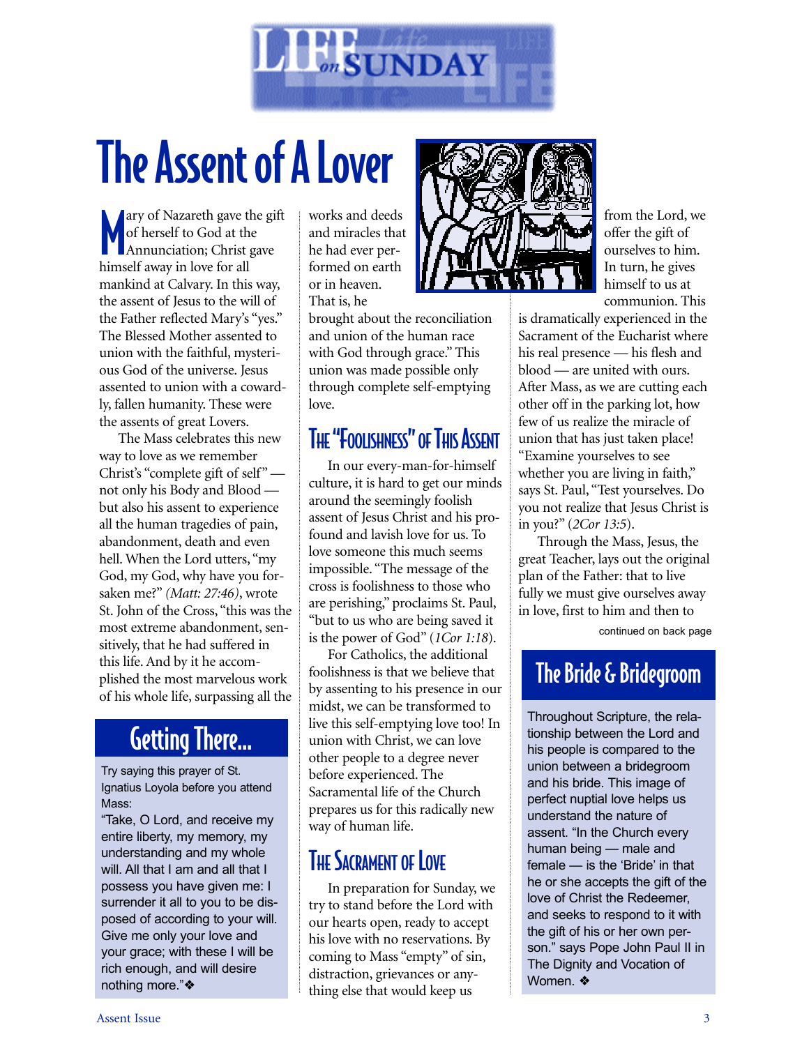# The Assent of A Lover

Mary of Nazareth gave the gift of herself to God at the Annunciation; Christ gave himself away in love for all mankind at Calvary. In this way, the assent of Jesus to the will of the Father reflected Mary's "yes." The Blessed Mother assented to union with the faithful, mysterious God of the universe. Jesus assented to union with a cowardly, fallen humanity. These were the assents of great Lovers.

The Mass celebrates this new way to love as we remember Christ's "complete gift of self" — not only his Body and Blood — but also his assent to experience all the human tragedies of pain, abandonment, death and even hell. When the Lord utters, "my God, my God, why have you forsaken me?" *(Matt: 27:46)*, wrote St. John of the Cross, "this was the most extreme abandonment, sensitively, that he had suffered in this life. And by it he accomplished the most marvelous work of his whole life, surpassing all the works and deeds and miracles that he had ever performed on earth or in heaven. That is, he brought about the reconciliation and union of the human race with God through grace." This union was made possible only through complete self-emptying love.

## The "Foolishness" of This Assent

In our every-man-for-himself culture, it is hard to get our minds around the seemingly foolish assent of Jesus Christ and his profound and lavish love for us. To love someone this much seems impossible. "The message of the cross is foolishness to those who are perishing," proclaims St. Paul, "but to us who are being saved it is the power of God" (*1Cor 1:18*).

For Catholics, the additional foolishness is that we believe that by assenting to his presence in our midst, we can be transformed to live this self-emptying love too! In union with Christ, we can love other people to a degree never before experienced. The Sacramental life of the Church prepares us for this radically new way of human life.

## The Sacrament of Love

In preparation for Sunday, we try to stand before the Lord with our hearts open, ready to accept his love with no reservations. By coming to Mass "empty" of sin, distraction, grievances or anything else that would keep us from the Lord, we offer the gift of ourselves to him. In turn, he gives himself to us at communion. This is dramatically experienced in the Sacrament of the Eucharist where his real presence — his flesh and blood — are united with ours. After Mass, as we are cutting each other off in the parking lot, how few of us realize the miracle of union that has just taken place! "Examine yourselves to see whether you are living in faith," says St. Paul, "Test yourselves. Do you not realize that Jesus Christ is in you?" (*2Cor 13:5*).

Through the Mass, Jesus, the great Teacher, lays out the original plan of the Father: that to live fully we must give ourselves away in love, first to him and then to

continued on back page

## Getting There...

Try saying this prayer of St. Ignatius Loyola before you attend Mass:

"Take, O Lord, and receive my entire liberty, my memory, my understanding and my whole will. All that I am and all that I possess you have given me: I surrender it all to you to be disposed of according to your will. Give me only your love and your grace; with these I will be rich enough, and will desire nothing more."❖

## The Bride & Bridegroom

Throughout Scripture, the relationship between the Lord and his people is compared to the union between a bridegroom and his bride. This image of perfect nuptial love helps us understand the nature of assent. "In the Church every human being — male and female — is the 'Bride' in that he or she accepts the gift of the love of Christ the Redeemer, and seeks to respond to it with the gift of his or her own person." says Pope John Paul II in The Dignity and Vocation of Women. ❖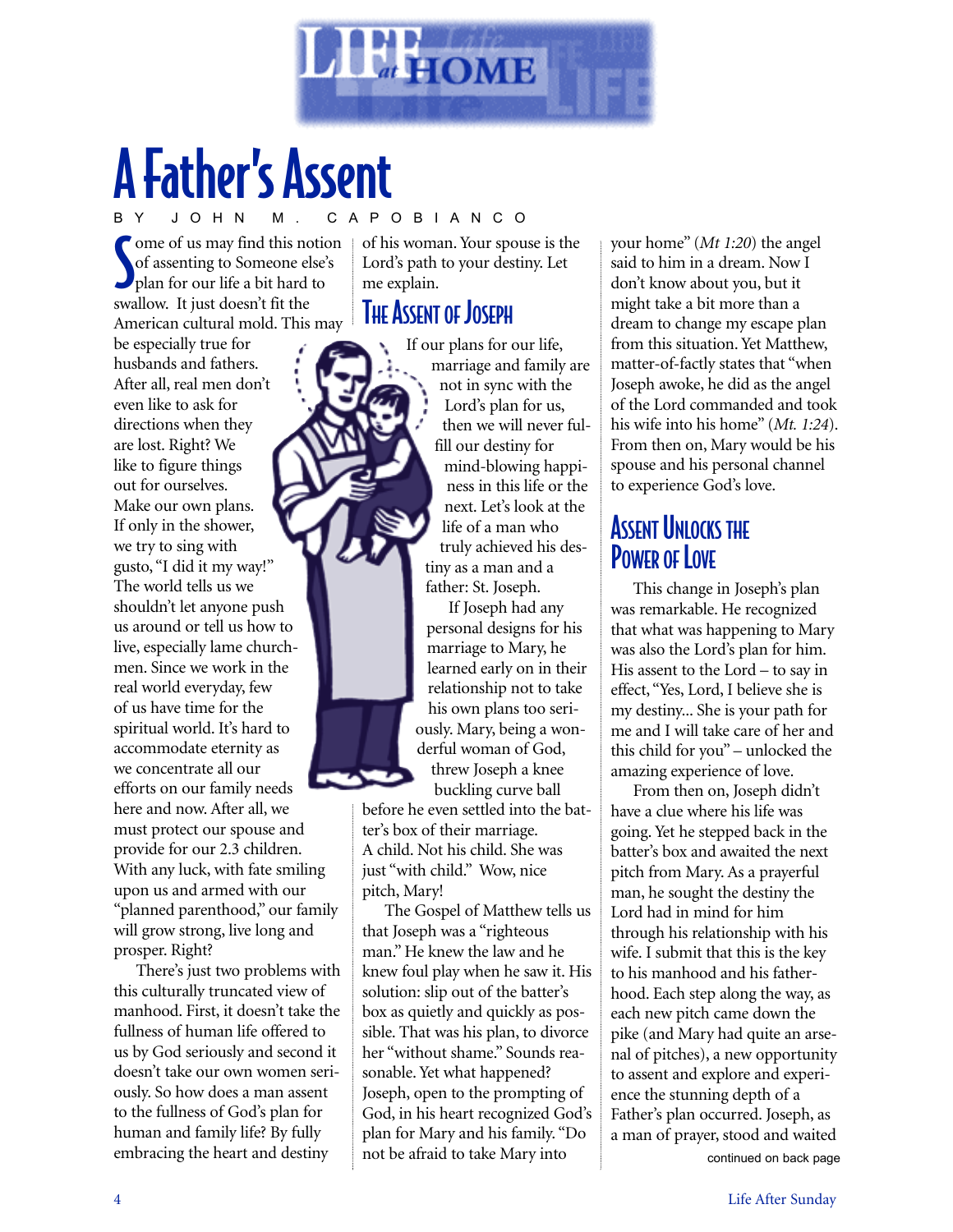# A Father's Assent

BY JOHN M. CAPOBIANCO

Some of us may find this notion of assenting to Someone else's plan for our life a bit hard to swallow. It just doesn't fit the American cultural mold. This may be especially true for husbands and fathers. After all, real men don't even like to ask for directions when they are lost. Right? We like to figure things out for ourselves. Make our own plans. If only in the shower, we try to sing with gusto, "I did it my way!" The world tells us we shouldn't let anyone push us around or tell us how to live, especially lame churchmen. Since we work in the real world everyday, few of us have time for the spiritual world. It's hard to accommodate eternity as we concentrate all our efforts on our family needs here and now. After all, we must protect our spouse and provide for our 2.3 children. With any luck, with fate smiling upon us and armed with our "planned parenthood," our family will grow strong, live long and prosper. Right?

There's just two problems with this culturally truncated view of manhood. First, it doesn't take the fullness of human life offered to us by God seriously and second it doesn't take our own women seriously. So how does a man assent to the fullness of God's plan for human and family life? By fully embracing the heart and destiny of his woman. Your spouse is the Lord's path to your destiny. Let me explain.

## The Assent of Joseph

If our plans for our life, marriage and family are not in sync with the Lord's plan for us, then we will never fulfill our destiny for mind-blowing happiness in this life or the next. Let's look at the life of a man who truly achieved his destiny as a man and a father: St. Joseph.

If Joseph had any personal designs for his marriage to Mary, he learned early on in their relationship not to take his own plans too seriously. Mary, being a wonderful woman of God, threw Joseph a knee buckling curve ball before he even settled into the batter's box of their marriage. A child. Not his child. She was just "with child." Wow, nice pitch, Mary!

The Gospel of Matthew tells us that Joseph was a "righteous man." He knew the law and he knew foul play when he saw it. His solution: slip out of the batter's box as quietly and quickly as possible. That was his plan, to divorce her "without shame." Sounds reasonable. Yet what happened? Joseph, open to the prompting of God, in his heart recognized God's plan for Mary and his family. "Do not be afraid to take Mary into your home" (*Mt 1:20*) the angel said to him in a dream. Now I don't know about you, but it might take a bit more than a dream to change my escape plan from this situation. Yet Matthew, matter-of-factly states that "when Joseph awoke, he did as the angel of the Lord commanded and took his wife into his home" (*Mt. 1:24*). From then on, Mary would be his spouse and his personal channel to experience God's love.

## Assent Unlocks the Power of Love

This change in Joseph's plan was remarkable. He recognized that what was happening to Mary was also the Lord's plan for him. His assent to the Lord – to say in effect, "Yes, Lord, I believe she is my destiny... She is your path for me and I will take care of her and this child for you" – unlocked the amazing experience of love.

From then on, Joseph didn't have a clue where his life was going. Yet he stepped back in the batter's box and awaited the next pitch from Mary. As a prayerful man, he sought the destiny the Lord had in mind for him through his relationship with his wife. I submit that this is the key to his manhood and his fatherhood. Each step along the way, as each new pitch came down the pike (and Mary had quite an arsenal of pitches), a new opportunity to assent and explore and experience the stunning depth of a Father's plan occurred. Joseph, as a man of prayer, stood and waited

continued on back page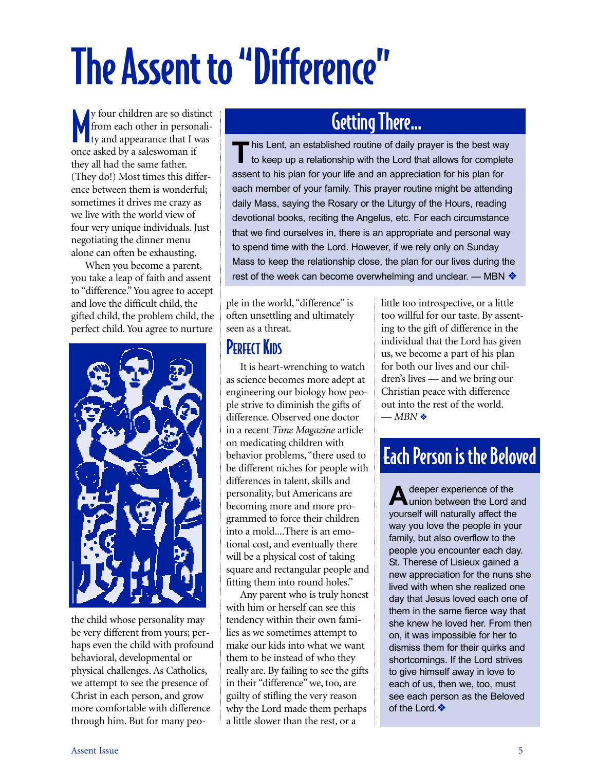# The Assent to "Difference"

My four children are so distinct from each other in personality and appearance that I was once asked by a saleswoman if they all had the same father. (They do!) Most times this difference between them is wonderful; sometimes it drives me crazy as we live with the world view of four very unique individuals. Just negotiating the dinner menu alone can often be exhausting.

When you become a parent, you take a leap of faith and assent to "difference." You agree to accept and love the difficult child, the gifted child, the problem child, the perfect child. You agree to nurture the child whose personality may be very different from yours; perhaps even the child with profound behavioral, developmental or physical challenges. As Catholics, we attempt to see the presence of Christ in each person, and grow more comfortable with difference through him. But for many people in the world, "difference" is often unsettling and ultimately seen as a threat.

## Perfect Kids

It is heart-wrenching to watch as science becomes more adept at engineering our biology how people strive to diminish the gifts of difference. Observed one doctor in a recent *Time Magazine* article on medicating children with behavior problems, "there used to be different niches for people with differences in talent, skills and personality, but Americans are becoming more and more programmed to force their children into a mold....There is an emotional cost, and eventually there will be a physical cost of taking square and rectangular people and fitting them into round holes."

Any parent who is truly honest with him or herself can see this tendency within their own families as we sometimes attempt to make our kids into what we want them to be instead of who they really are. By failing to see the gifts in their "difference" we, too, are guilty of stifling the very reason why the Lord made them perhaps a little slower than the rest, or a little too introspective, or a little too willful for our taste. By assenting to the gift of difference in the individual that the Lord has given us, we become a part of his plan for both our lives and our children's lives — and we bring our Christian peace with difference out into the rest of the world.
— *MBN* ❖

## Getting There...

This Lent, an established routine of daily prayer is the best way to keep up a relationship with the Lord that allows for complete assent to his plan for your life and an appreciation for his plan for each member of your family. This prayer routine might be attending daily Mass, saying the Rosary or the Liturgy of the Hours, reading devotional books, reciting the Angelus, etc. For each circumstance that we find ourselves in, there is an appropriate and personal way to spend time with the Lord. However, if we rely only on Sunday Mass to keep the relationship close, the plan for our lives during the rest of the week can become overwhelming and unclear. — MBN ❖

## Each Person is the Beloved

A deeper experience of the union between the Lord and yourself will naturally affect the way you love the people in your family, but also overflow to the people you encounter each day. St. Therese of Lisieux gained a new appreciation for the nuns she lived with when she realized one day that Jesus loved each one of them in the same fierce way that she knew he loved her. From then on, it was impossible for her to dismiss them for their quirks and shortcomings. If the Lord strives to give himself away in love to each of us, then we, too, must see each person as the Beloved of the Lord.❖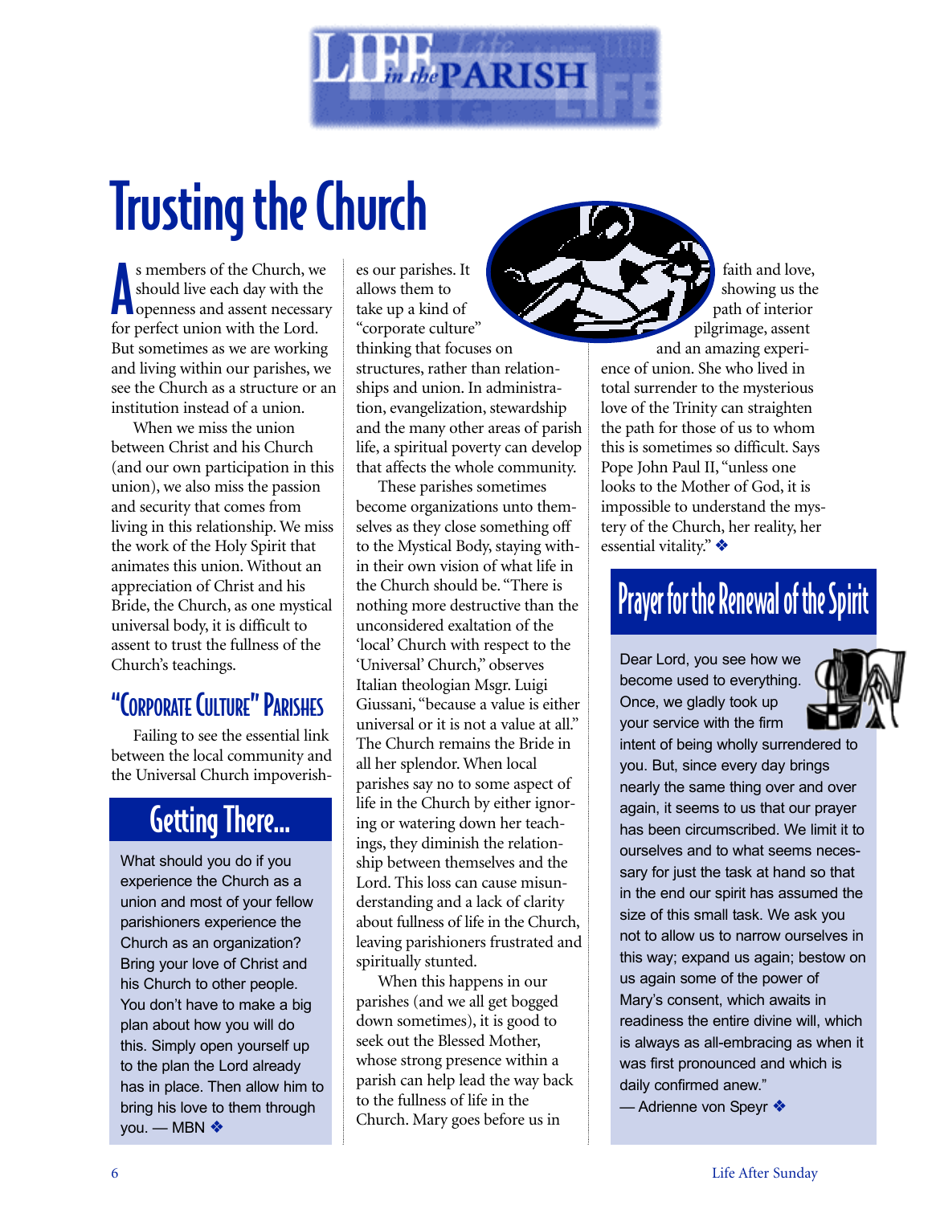# Trusting the Church

As members of the Church, we should live each day with the openness and assent necessary for perfect union with the Lord. But sometimes as we are working and living within our parishes, we see the Church as a structure or an institution instead of a union.

When we miss the union between Christ and his Church (and our own participation in this union), we also miss the passion and security that comes from living in this relationship. We miss the work of the Holy Spirit that animates this union. Without an appreciation of Christ and his Bride, the Church, as one mystical universal body, it is difficult to assent to trust the fullness of the Church's teachings.

## "Corporate Culture" Parishes

Failing to see the essential link between the local community and the Universal Church impoverishes our parishes. It allows them to take up a kind of "corporate culture" thinking that focuses on structures, rather than relationships and union. In administration, evangelization, stewardship and the many other areas of parish life, a spiritual poverty can develop that affects the whole community.

These parishes sometimes become organizations unto themselves as they close something off to the Mystical Body, staying within their own vision of what life in the Church should be. "There is nothing more destructive than the unconsidered exaltation of the 'local' Church with respect to the 'Universal' Church," observes Italian theologian Msgr. Luigi Giussani, "because a value is either universal or it is not a value at all." The Church remains the Bride in all her splendor. When local parishes say no to some aspect of life in the Church by either ignoring or watering down her teachings, they diminish the relationship between themselves and the Lord. This loss can cause misunderstanding and a lack of clarity about fullness of life in the Church, leaving parishioners frustrated and spiritually stunted.

When this happens in our parishes (and we all get bogged down sometimes), it is good to seek out the Blessed Mother, whose strong presence within a parish can help lead the way back to the fullness of life in the Church. Mary goes before us in faith and love, showing us the path of interior pilgrimage, assent and an amazing experience of union. She who lived in total surrender to the mysterious love of the Trinity can straighten the path for those of us to whom this is sometimes so difficult. Says Pope John Paul II, "unless one looks to the Mother of God, it is impossible to understand the mystery of the Church, her reality, her essential vitality." ❖

## Getting There...

What should you do if you experience the Church as a union and most of your fellow parishioners experience the Church as an organization? Bring your love of Christ and his Church to other people. You don't have to make a big plan about how you will do this. Simply open yourself up to the plan the Lord already has in place. Then allow him to bring his love to them through you. — MBN ❖

## Prayer for the Renewal of the Spirit

Dear Lord, you see how we become used to everything. Once, we gladly took up your service with the firm intent of being wholly surrendered to you. But, since every day brings nearly the same thing over and over again, it seems to us that our prayer has been circumscribed. We limit it to ourselves and to what seems necessary for just the task at hand so that in the end our spirit has assumed the size of this small task. We ask you not to allow us to narrow ourselves in this way; expand us again; bestow on us again some of the power of Mary's consent, which awaits in readiness the entire divine will, which is always as all-embracing as when it was first pronounced and which is daily confirmed anew."

— Adrienne von Speyr ❖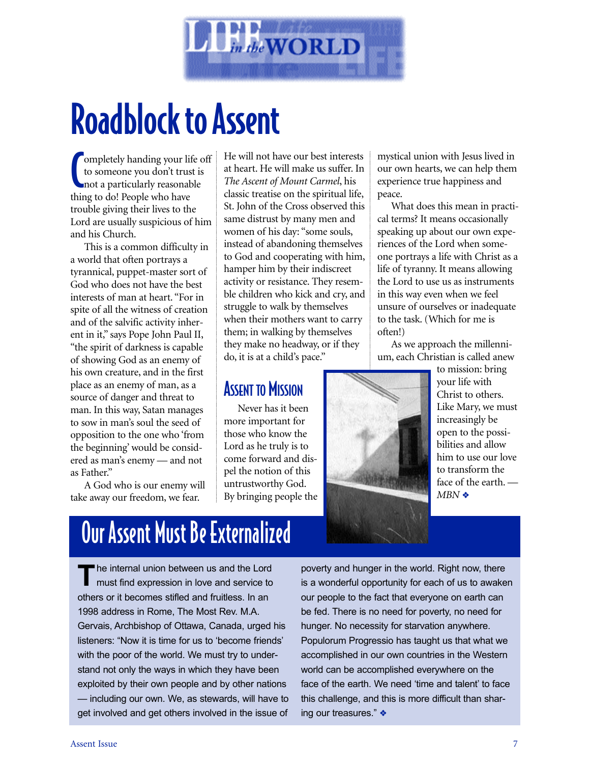# Roadblock to Assent

Completely handing your life off to someone you don't trust is not a particularly reasonable thing to do! People who have trouble giving their lives to the Lord are usually suspicious of him and his Church.

This is a common difficulty in a world that often portrays a tyrannical, puppet-master sort of God who does not have the best interests of man at heart. "For in spite of all the witness of creation and of the salvific activity inherent in it," says Pope John Paul II, "the spirit of darkness is capable of showing God as an enemy of his own creature, and in the first place as an enemy of man, as a source of danger and threat to man. In this way, Satan manages to sow in man's soul the seed of opposition to the one who 'from the beginning' would be considered as man's enemy — and not as Father."

A God who is our enemy will take away our freedom, we fear. He will not have our best interests at heart. He will make us suffer. In *The Ascent of Mount Carmel*, his classic treatise on the spiritual life, St. John of the Cross observed this same distrust by many men and women of his day: "some souls, instead of abandoning themselves to God and cooperating with him, hamper him by their indiscreet activity or resistance. They resemble children who kick and cry, and struggle to walk by themselves when their mothers want to carry them; in walking by themselves they make no headway, or if they do, it is at a child's pace."

## Assent to Mission

Never has it been more important for those who know the Lord as he truly is to come forward and dispel the notion of this untrustworthy God. By bringing people the mystical union with Jesus lived in our own hearts, we can help them experience true happiness and peace.

What does this mean in practical terms? It means occasionally speaking up about our own experiences of the Lord when someone portrays a life with Christ as a life of tyranny. It means allowing the Lord to use us as instruments in this way even when we feel unsure of ourselves or inadequate to the task. (Which for me is often!)

As we approach the millennium, each Christian is called anew to mission: bring your life with Christ to others. Like Mary, we must increasingly be open to the possibilities and allow him to use our love to transform the face of the earth. — *MBN* ❖

# Our Assent Must Be Externalized

The internal union between us and the Lord must find expression in love and service to others or it becomes stifled and fruitless. In an 1998 address in Rome, The Most Rev. M.A. Gervais, Archbishop of Ottawa, Canada, urged his listeners: "Now it is time for us to 'become friends' with the poor of the world. We must try to understand not only the ways in which they have been exploited by their own people and by other nations — including our own. We, as stewards, will have to get involved and get others involved in the issue of poverty and hunger in the world. Right now, there is a wonderful opportunity for each of us to awaken our people to the fact that everyone on earth can be fed. There is no need for poverty, no need for hunger. No necessity for starvation anywhere. Populorum Progressio has taught us that what we accomplished in our own countries in the Western world can be accomplished everywhere on the face of the earth. We need 'time and talent' to face this challenge, and this is more difficult than sharing our treasures." ❖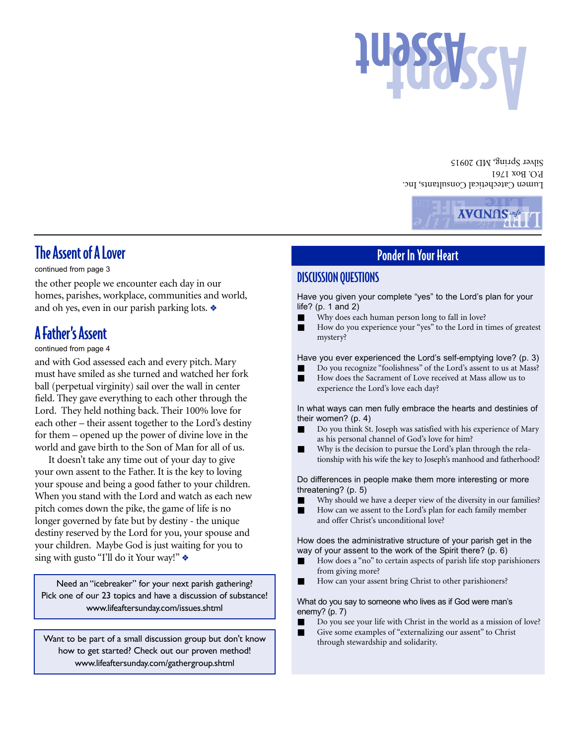Lumen Catechetical Consultants, Inc.
P.O. Box 1761
Silver Spring, MD 20915

## The Assent of A Lover

continued from page 3

the other people we encounter each day in our homes, parishes, workplace, communities and world, and oh yes, even in our parish parking lots. ❖

## A Father's Assent

continued from page 4

and with God assessed each and every pitch. Mary must have smiled as she turned and watched her fork ball (perpetual virginity) sail over the wall in center field. They gave everything to each other through the Lord. They held nothing back. Their 100% love for each other – their assent together to the Lord's destiny for them – opened up the power of divine love in the world and gave birth to the Son of Man for all of us.

It doesn't take any time out of your day to give your own assent to the Father. It is the key to loving your spouse and being a good father to your children. When you stand with the Lord and watch as each new pitch comes down the pike, the game of life is no longer governed by fate but by destiny - the unique destiny reserved by the Lord for you, your spouse and your children. Maybe God is just waiting for you to sing with gusto "I'll do it Your way!" ❖

Need an "icebreaker" for your next parish gathering? Pick one of our 23 topics and have a discussion of substance! www.lifeaftersunday.com/issues.shtml

Want to be part of a small discussion group but don't know how to get started? Check out our proven method! www.lifeaftersunday.com/gathergroup.shtml

## Ponder In Your Heart

### DISCUSSION QUESTIONS

Have you given your complete "yes" to the Lord's plan for your life? (p. 1 and 2)

- Why does each human person long to fall in love?
- How do you experience your "yes" to the Lord in times of greatest mystery?

Have you ever experienced the Lord's self-emptying love? (p. 3)

- Do you recognize "foolishness" of the Lord's assent to us at Mass?
- How does the Sacrament of Love received at Mass allow us to experience the Lord's love each day?

In what ways can men fully embrace the hearts and destinies of their women? (p. 4)

- Do you think St. Joseph was satisfied with his experience of Mary as his personal channel of God's love for him?
- Why is the decision to pursue the Lord's plan through the relationship with his wife the key to Joseph's manhood and fatherhood?

Do differences in people make them more interesting or more threatening? (p. 5)

- Why should we have a deeper view of the diversity in our families?
- How can we assent to the Lord's plan for each family member and offer Christ's unconditional love?

How does the administrative structure of your parish get in the way of your assent to the work of the Spirit there? (p. 6)

- How does a "no" to certain aspects of parish life stop parishioners from giving more?
- How can your assent bring Christ to other parishioners?

What do you say to someone who lives as if God were man's enemy? (p. 7)

- Do you see your life with Christ in the world as a mission of love?
- Give some examples of "externalizing our assent" to Christ through stewardship and solidarity.